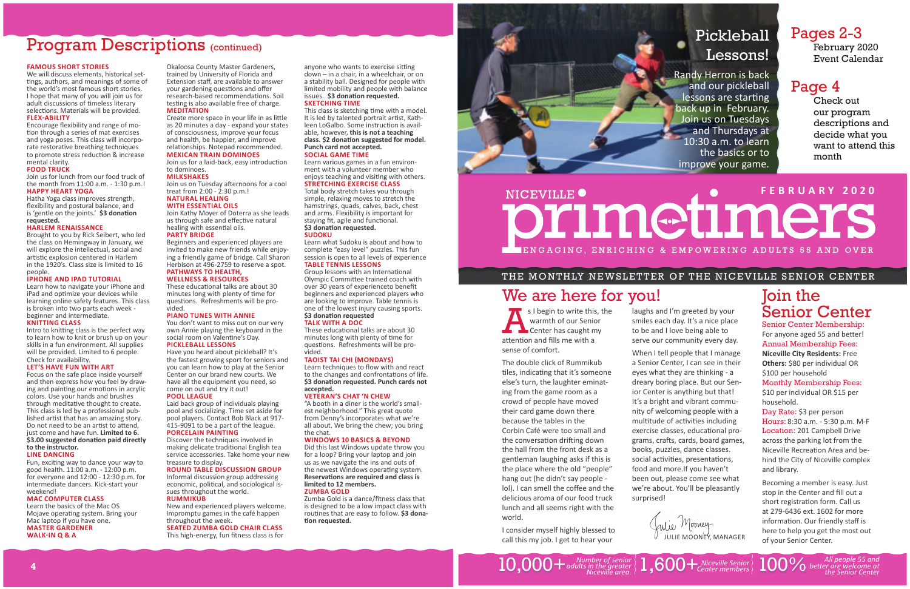# Program Descriptions (continued)

**FAMOUS SHORT STORIES**
We will discuss elements, historical settings, authors, and meanings of some of the world's most famous short stories. I hope that many of you will join us for adult discussions of timeless literary selections. Materials will be provided.

**FLEX-ABILITY**
Encourage flexibility and range of motion through a series of mat exercises and yoga poses. This class will incorporate restorative breathing techniques to promote stress reduction & increase mental clarity.

**FOOD TRUCK**
Join us for lunch from our food truck of the month from 11:00 a.m. - 1:30 p.m.!

**HAPPY HEART YOGA**
Hatha Yoga class improves strength, flexibility and postural balance, and is 'gentle on the joints.' **$3 donation requested.**

**HARLEM RENAISSANCE**
Brought to you by Rick Seibert, who led the class on Hemingway in January, we will explore the intellectual, social and artistic explosion centered in Harlem in the 1920's. Class size is limited to 16 people.

**IPHONE AND IPAD TUTORIAL**
Learn how to navigate your iPhone and iPad and optimize your devices while learning online safety features. This class is broken into two parts each week - beginner and intermediate.

**KNITTING CLASS**
Intro to knitting class is the perfect way to learn how to knit or brush up on your skills in a fun environment. All supplies will be provided. Limited to 6 people. Check for availability.

**LET'S HAVE FUN WITH ART**
Focus on the safe place inside yourself and then express how you feel by drawing and painting our emotions in acrylic colors. Use your hands and brushes through meditative thought to create. This class is led by a professional published artist that has an amazing story. Do not need to be an artist to attend, just come and have fun. **Limited to 6. $3.00 suggested donation paid directly to the instructor.**

**LINE DANCING**
Fun, exciting way to dance your way to good health. 11:00 a.m. - 12:00 p.m. for everyone and 12:00 - 12:30 p.m. for intermediate dancers. Kick-start your weekend!

**MAC COMPUTER CLASS**
Learn the basics of the Mac OS Mojave operating system. Bring your Mac laptop if you have one.

**MASTER GARDENER WALK-IN Q & A**
Okaloosa County Master Gardeners, trained by University of Florida and Extension staff, are available to answer your gardening questions and offer research-based recommendations. Soil testing is also available free of charge.

**MEDITATION**
Create more space in your life in as little as 20 minutes a day - expand your states of consciousness, improve your focus and health, be happier, and improve relationships. Notepad recommended.

**MEXICAN TRAIN DOMINOES**
Join us for a laid-back, easy introduction to dominoes.

**MILKSHAKES**
Join us on Tuesday afternoons for a cool treat from 2:00 - 2:30 p.m.!

**NATURAL HEALING WITH ESSENTIAL OILS**
Join Kathy Moyer of Doterra as she leads us through safe and effective natural healing with essential oils.

**PARTY BRIDGE**
Beginners and experienced players are invited to make new friends while enjoying a friendly game of bridge. Call Sharon Herbison at 496-2759 to reserve a spot.

**PATHWAYS TO HEALTH, WELLNESS & RESOURCES**
These educational talks are about 30 minutes long with plenty of time for questions. Refreshments will be provided.

**PIANO TUNES WITH ANNIE**
You don't want to miss out on our very own Annie playing the keyboard in the social room on Valentine's Day.

**PICKLEBALL LESSONS**
Have you heard about pickleball? It's the fastest growing sport for seniors and you can learn how to play at the Senior Center on our brand new courts. We have all the equipment you need, so come on out and try it out!

**POOL LEAGUE**
Laid back group of individuals playing pool and socializing. Time set aside for pool players. Contact Bob Black at 917-415-9091 to be a part of the league.

**PORCELAIN PAINTING**
Discover the techniques involved in making delicate traditional English tea service accessories. Take home your new treasure to display.

**ROUND TABLE DISCUSSION GROUP**
Informal discussion group addressing economic, political, and sociological issues throughout the world.

**RUMMIKUB**
New and experienced players welcome. Impromptu games in the café happen throughout the week.

**SEATED ZUMBA GOLD CHAIR CLASS**
This high-energy, fun fitness class is for anyone who wants to exercise sitting down – in a chair, in a wheelchair, or on a stability ball. Designed for people with limited mobility and people with balance issues. **$3 donation requested.**

**SKETCHING TIME**
This class is sketching time with a model. It is led by talented portrait artist, Kathleen LoGalbo. Some instruction is available, however, **this is not a teaching class. $2 donation suggested for model. Punch card not accepted.**

**SOCIAL GAME TIME**
Learn various games in a fun environment with a volunteer member who enjoys teaching and visiting with others.

**STRETCHING EXERCISE CLASS**
Total body stretch takes you through simple, relaxing moves to stretch the hamstrings, quads, calves, back, chest and arms. Flexibility is important for staying fit, agile and functional. **$3 donation requested.**

**SUDOKU**
Learn what Sudoku is about and how to complete "easy level" puzzles. This fun session is open to all levels of experience

**TABLE TENNIS LESSONS**
Group lessons with an International Olympic Committee trained coach with over 30 years of experienceto benefit beginners and experienced players who are looking to improve. Table tennis is one of the lowest injury causing sports. **$3 donation requested**

**TALK WITH A DOC**
These educational talks are about 30 minutes long with plenty of time for questions. Refreshments will be provided.

**TAOIST TAI CHI (MONDAYS)**
Learn techniques to flow with and react to the changes and confrontations of life. **$3 donation requested. Punch cards not accepted.**

**VETERAN'S CHAT 'N CHEW**
"A booth in a diner is the world's smallest neighborhood." This great quote from Denny's incorporates what we're all about. We bring the chew; you bring the chat.

**WINDOWS 10 BASICS & BEYOND**
Did this last Windows update throw you for a loop? Bring your laptop and join us as we navigate the ins and outs of the newest Windows operating system. **Reservations are required and class is limited to 12 members.**

**ZUMBA GOLD**
Zumba Gold is a dance/fitness class that is designed to be a low impact class with routines that are easy to follow. **$3 donation requested.**

# Pickleball Lessons!

Randy Herron is back and our pickleball lessons are starting back up in February. Join us on Tuesdays and Thursdays at 10:30 a.m. to learn the basics or to improve your game.

## Pages 2-3
February 2020 Event Calendar

## Page 4
Check out our program descriptions and decide what you want to attend this month

# NICEVILLE primetimers

**FEBRUARY 2020**

ENGAGING, ENRICHING & EMPOWERING ADULTS 55 AND OVER

THE MONTHLY NEWSLETTER OF THE NICEVILLE SENIOR CENTER

# We are here for you!

As I begin to write this, the warmth of our Senior Center has caught my attention and fills me with a sense of comfort.

The double click of Rummikub tiles, indicating that it's someone else's turn, the laughter eminating from the game room as a crowd of people have moved their card game down there because the tables in the Corbin Café were too small and the conversation drifting down the hall from the front desk as a gentleman laughing asks if this is the place where the old "people" hang out (he didn't say people - lol). I can smell the coffee and the delicious aroma of our food truck lunch and all seems right with the world.

I consider myself highly blessed to call this my job. I get to hear your laughs and I'm greeted by your smiles each day. It's a nice place to be and I love being able to serve our community every day.

When I tell people that I manage a Senior Center, I can see in their eyes what they are thinking - a dreary boring place. But our Senior Center is anything but that! It's a bright and vibrant community of welcoming people with a multitude of activities including exercise classes, educational programs, crafts, cards, board games, books, puzzles, dance classes. social activities, presentations, food and more.If you haven't been out, please come see what we're about. You'll be pleasantly surprised!

Julie Mooney
JULIE MOONEY, MANAGER

# Join the Senior Center

**Senior Center Membership:**
For anyone aged 55 and better!

**Annual Membership Fees:**
**Niceville City Residents:** Free
**Others:** $80 per individual OR $100 per household

**Monthly Membership Fees:**
$10 per individual OR $15 per household.

**Day Rate:** $3 per person

**Hours:** 8:30 a.m. - 5:30 p.m. M-F

**Location:** 201 Campbell Drive across the parking lot from the Niceville Recreation Area and behind the City of Niceville complex and library.

Becoming a member is easy. Just stop in the Center and fill out a short registration form. Call us at 279-6436 ext. 1602 for more information. Our friendly staff is here to help you get the most out of your Senior Center.

**10,000+** Number of senior adults in the greater Niceville area.
**1,600+** Niceville Senior Center members
**100%** All people 55 and better are welcome at the Senior Center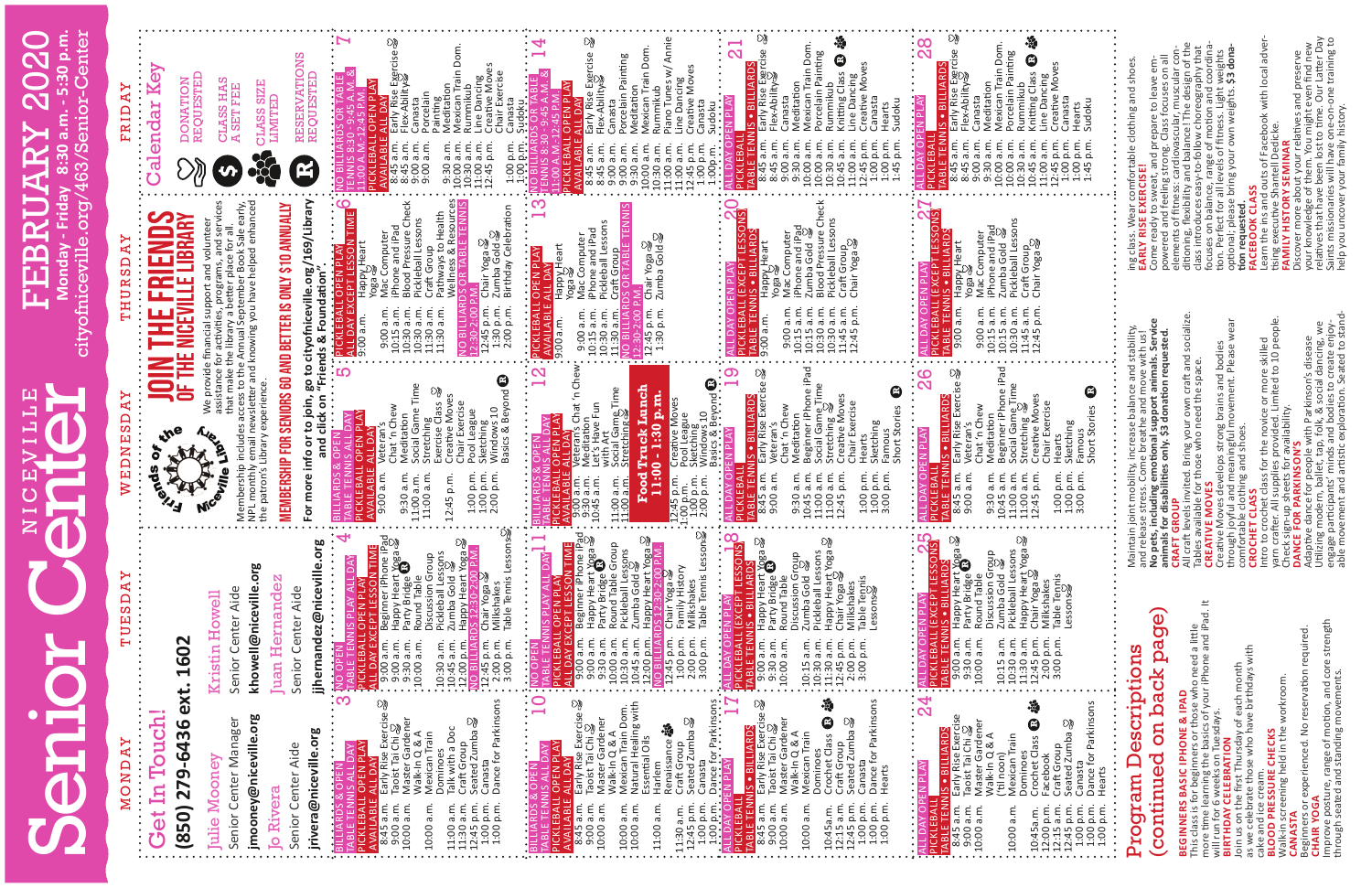# NICEVILLE Senior Center

## FEBRUARY 2020

Monday - Friday 8:30 a.m. - 5:30 p.m.
cityofniceville.org/463/Senior-Center

## Get In Touch!

**(850) 279-6436 ext. 1602**

Julie Mooney
Senior Center Manager
**jmooney@niceville.org**

Jo Rivera
Senior Center Aide
**jrivera@niceville.org**

Kristin Howell
Senior Center Aide
**khowell@niceville.org**

Juan Hernandez
Senior Center Aide
**jhernandez@niceville.org**

## JOIN THE FRIENDS OF THE NICEVILLE LIBRARY

Friends of the Niceville Library

We provide financial support and volunteer assistance for activities, programs, and services that make the library a better place for all. Membership includes access to the Annual September Book Sale early, NPL monthly email newsletter and knowing you have helped enhanced the patron's Library experience.

**MEMBERSHIP FOR SENIORS 60 AND BETTER IS ONLY $10 ANNUALLY**

**For more info or to join, go to cityofniceville.org/169/Library and click on "Friends & Foundation".**

## Calendar Key

- DONATION REQUESTED
- CLASS HAS A SET FEE
- CLASS SIZE LIMITED
- RESERVATIONS REQUESTED

## MONDAY

### 3
BILLIARDS & OPEN TABLE TENNIS ALL DAY
PICKLEBALL OPEN PLAY AVAILABLE ALL DAY

- 8:45 a.m. Early Rise Exercise
- 9:00 a.m. Taoist Tai Chi
- 10:00 a.m. Master Gardener Walk-In Q & A
- 10:00 a.m. Mexican Train Dominoes
- 11:00 a.m. Talk with a Doc
- 11:30 a.m. Craft Group
- 12:45 p.m. Seated Zumba
- 1:00 p.m. Canasta
- 1:00 p.m. Dance for Parkinsons

### 10
BILLIARDS & OPEN TABLE TENNIS ALL DAY
PICKLEBALL OPEN PLAY AVAILABLE ALL DAY

- 8:45 a.m. Early Rise Exercise
- 9:00 a.m. Taoist Tai Chi
- 10:00 a.m. Master Gardener Walk-In Q & A
- 10:00 a.m. Mexican Train Dom.
- 10:00 a.m. Natural Healing with Essential Oils
- 11:00 a.m. Harlem Renaissance
- 11:30 a.m. Craft Group
- 12:45 p.m. Seated Zumba
- 1:00 p.m. Canasta
- 1:00 p.m. Dance for Parkinsons

### 17
ALL DAY OPEN PLAY
PICKLEBALL
TABLE TENNIS • BILLIARDS

- 8:45 a.m. Early Rise Exercise
- 9:00 a.m. Taoist Tai Chi
- 10:00 a.m. Master Gardener Walk-In Q & A
- 10:00 a.m. Mexican Train Dominoes
- 10:45 a.m. Crochet Class
- 12:15 p.m. Craft Group
- 12:45 p.m. Seated Zumba
- 1:00 p.m. Canasta
- 1:00 p.m. Dance for Parkinsons

### 24
ALL DAY OPEN PLAY
PICKLEBALL
TABLE TENNIS • BILLIARDS

- 8:45 a.m. Early Rise Exercise
- 9:00 a.m. Taoist Tai Chi
- 10:00 a.m. Master Gardener Walk-In Q & A (til noon)
- 10:00 a.m. Mexican Train Dominoes
- 10:45 a.m. Crochet Class
- 12:00 p.m. Facebook
- 12:15 p.m. Craft Group
- 12:45 p.m. Seated Zumba
- 1:00 p.m. Canasta
- 1:00 p.m. Dance for Parkinsons
- 1:00 p.m. Hearts

## TUESDAY

### 4
NO OPEN TABLE TENNIS PLAY ALL DAY
PICKLEBALL OPEN PLAY ALL DAY EXCEPT LESSON TIME

- 9:00 a.m. Beginner iPhone iPad
- 9:00 a.m. Happy Heart Yoga
- 9:30 a.m. Party Bridge
- 10:00 a.m. Round Table Discussion Group
- 10:30 a.m. Pickleball Lessons
- 10:45 a.m. Zumba Gold
- 12:00 p.m. Happy Heart Yoga
- NO BILLIARDS 12:30-2:00 P.M.
- 12:45 p.m. Chair Yoga
- 2:00 p.m. Milkshakes
- 3:00 p.m. Table Tennis Lessons

### 11
NO OPEN TABLE TENNIS PLAY ALL DAY
PICKLEBALL OPEN PLAY ALL DAY EXCEPT LESSON TIME

- 9:00 a.m. Beginner iPhone iPad
- 9:00 a.m. Happy Heart Yoga
- 9:30 a.m. Party Bridge
- 10:00 a.m. Round Table Discussion Group
- 10:30 a.m. Pickleball Lessons
- 10:45 a.m. Zumba Gold
- 12:00 p.m. Happy Heart Yoga
- NO BILLIARDS 12:30-2:00 P.M.
- 12:45 p.m. Chair Yoga
- 1:00 p.m. Family History
- 2:00 p.m. Milkshakes
- 3:00 p.m. Table Tennis Lessons

### 18
ALL DAY OPEN PLAY
PICKLEBALL (EXCEPT LESSONS)
TABLE TENNIS • BILLIARDS

- 9:00 a.m. Happy Heart Yoga
- 9:30 a.m. Party Bridge
- 10:00 a.m. Round Table Discussion Group
- 10:15 a.m. Zumba Gold
- 10:30 a.m. Pickleball Lessons
- 11:30 a.m. Happy Heart Yoga
- 12:45 p.m. Chair Yoga
- 2:00 p.m. Milkshakes
- 3:00 p.m. Table Tennis Lessons

### 25
ALL DAY OPEN PLAY
PICKLEBALL (EXCEPT LESSONS)
TABLE TENNIS • BILLIARDS

- 9:00 a.m. Happy Heart Yoga
- 9:30 a.m. Party Bridge
- 10:00 a.m. Round Table Discussion Group
- 10:15 a.m. Zumba Gold
- 10:30 a.m. Pickleball Lessons
- 11:30 a.m. Happy Heart Yoga
- 12:45 p.m. Chair Yoga
- 2:00 p.m. Milkshakes
- 3:00 p.m. Table Tennis Lessons

## WEDNESDAY

### 5
BILLIARDS & OPEN TABLE TENNIS ALL DAY
PICKLEBALL OPEN PLAY AVAILABLE ALL DAY

- 9:00 a.m. Veteran's Chat 'n Chew
- 9:30 a.m. Meditation
- 11:00 a.m. Social Game Time
- 11:00 a.m. Stretching Exercise Class
- 12:45 p.m. Creative Moves Chair Exercise
- 1:00 p.m. Pool League
- 1:00 p.m. Sketching
- 2:00 p.m. Windows 10 Basics & Beyond

### 12
BILLIARDS & OPEN TABLE TENNIS ALL DAY
PICKLEBALL OPEN PLAY AVAILABLE ALL DAY

- 9:00 a.m. Veteran's Chat 'n Chew
- 9:30 a.m. Meditation
- 10:45 a.m. Let's Have Fun with Art
- 11:00 a.m. Social Game Time
- 11:00 a.m. Stretching
- **Food Truck Lunch 11:00 - 1:30 p.m.**
- 12:45 p.m. Creative Moves
- 1:00 p.m. Pool League
- 1:00 p.m. Sketching
- 2:00 p.m. Windows 10 Basics & Beyond

### 19
ALL DAY OPEN PLAY
PICKLEBALL
TABLE TENNIS • BILLIARDS

- 8:45 a.m. Early Rise Exercise
- 9:00 a.m. Veteran's Chat 'n Chew
- 9:30 a.m. Meditation
- 10:00 a.m. Beginner iPhone iPad
- 10:45 a.m. Social Game Time
- 11:00 a.m. Stretching
- 11:00 a.m. Creative Moves
- 12:45 p.m. Chair Exercise
- 1:00 p.m. Hearts
- 1:00 p.m. Sketching
- 3:00 p.m. Famous Short Stories

### 26
ALL DAY OPEN PLAY
PICKLEBALL
TABLE TENNIS • BILLIARDS

- 8:45 a.m. Early Rise Exercise
- 9:00 a.m. Veteran's Chat 'n Chew
- 9:30 a.m. Meditation
- 10:00 a.m. Beginner iPhone iPad
- 10:45 a.m. Social Game Time
- 11:00 a.m. Stretching
- 12:45 p.m. Creative Moves Chair Exercise
- 1:00 p.m. Hearts
- 1:00 p.m. Sketching
- 3:00 p.m. Famous Short Stories

## THURSDAY

### 6
PICKLEBALL OPEN PLAY ALL DAY EXCEPT LESSON TIME

- 9:00 a.m. Happy Heart Yoga
- 9:00 a.m. Mac Computer
- 10:15 a.m. iPhone and iPad
- 10:30 a.m. Blood Pressure Check
- 10:30 a.m. Pickleball Lessons
- 11:30 a.m. Craft Group
- 11:30 a.m. Pathways to Health Wellness & Resources
- NO BILLIARDS OR TABLE TENNIS 12:30-2:00 P.M.
- 12:45 p.m. Chair Yoga
- 1:30 p.m. Zumba Gold
- 2:00 p.m. Birthday Celebration

### 13
PICKLEBALL OPEN PLAY AVAILABLE ALL DAY

- 9:00 a.m. Happy Heart Yoga
- 9:00 a.m. Mac Computer
- 10:15 a.m. iPhone and iPad
- 10:30 a.m. Pickleball Lessons
- 11:30 a.m. Craft Group
- NO BILLIARDS OR TABLE TENNIS 12:30-2:00 P.M.
- 12:45 p.m. Chair Yoga
- 1:30 p.m. Zumba Gold

### 20
ALL DAY OPEN PLAY
PICKLEBALL (EXCEPT LESSONS)
TABLE TENNIS • BILLIARDS

- 9:00 a.m. Happy Heart Yoga
- 9:00 a.m. Mac Computer
- 10:15 a.m. iPhone and iPad
- 10:15 a.m. Zumba Gold
- 10:30 a.m. Blood Pressure Check
- 10:30 a.m. Pickleball Lessons
- 11:45 a.m. Craft Group
- 12:45 p.m. Chair Yoga

### 27
ALL DAY OPEN PLAY
PICKLEBALL (EXCEPT LESSONS)
TABLE TENNIS • BILLIARDS

- 9:00 a.m. Happy Heart Yoga
- 9:00 a.m. Mac Computer
- 10:15 a.m. iPhone and iPad
- 10:15 a.m. Zumba Gold
- 10:30 a.m. Pickleball Lessons
- 11:45 a.m. Craft Group
- 12:45 p.m. Chair Yoga

## FRIDAY

### 7
NO BILLIARDS OR TABLE TENNIS 8:30-9:45 A.M. & 11:00 A.M.-12:45 P.M.
PICKLEBALL OPEN PLAY AVAILABLE ALL DAY

- 8:45 a.m. Early Rise Exercise
- 8:45 a.m. Flex-Ability
- 9:00 a.m. Canasta
- 9:00 a.m. Porcelain Painting
- 9:30 a.m. Meditation
- 10:00 a.m. Mexican Train Dom.
- 10:30 a.m. Rummikub
- 11:00 a.m. Line Dancing
- 12:45 p.m. Creative Moves Chair Exercise
- 1:00 p.m. Canasta
- 1:00 p.m. Sudoku

### 14
NO BILLIARDS OR TABLE TENNIS 8:30-9:45 A.M. & 11:00 A.M.-12:45 P.M.
PICKLEBALL OPEN PLAY AVAILABLE ALL DAY

- 8:45 a.m. Early Rise Exercise
- 8:45 a.m. Flex-Ability
- 9:00 a.m. Canasta
- 9:00 a.m. Porcelain Painting
- 9:30 a.m. Meditation
- 10:00 a.m. Mexican Train Dom.
- 10:30 a.m. Rummikub
- 11:00 a.m. Piano Tunes w/ Annie
- 11:00 a.m. Line Dancing
- 12:45 p.m. Creative Moves
- 12:45 p.m. Canasta
- 1:00 p.m. Sudoku

### 21
ALL DAY OPEN PLAY
PICKLEBALL
TABLE TENNIS • BILLIARDS

- 8:45 a.m. Early Rise Exercise
- 8:45 a.m. Flex-Ability
- 9:00 a.m. Canasta
- 9:30 a.m. Meditation
- 10:00 a.m. Mexican Train Dom.
- 10:00 a.m. Porcelain Painting
- 10:30 a.m. Rummikub
- 10:45 a.m. Knitting Class
- 11:00 a.m. Line Dancing
- 12:45 p.m. Creative Moves
- 1:00 p.m. Canasta
- 1:00 p.m. Hearts
- 1:45 p.m. Sudoku

### 28
ALL DAY OPEN PLAY
PICKLEBALL
TABLE TENNIS • BILLIARDS

- 8:45 a.m. Early Rise Exercise
- 8:45 a.m. Flex-Ability
- 9:00 a.m. Canasta
- 9:30 a.m. Meditation
- 10:00 a.m. Mexican Train Dom.
- 10:00 a.m. Porcelain Painting
- 10:30 a.m. Rummikub
- 10:45 a.m. Knitting Class
- 11:00 a.m. Line Dancing
- 12:45 p.m. Creative Moves
- 1:00 p.m. Canasta
- 1:00 p.m. Hearts
- 1:45 p.m. Sudoku

## Program Descriptions (continued on back page)

**BEGINNERS BASIC IPHONE & IPAD**
This class is for beginners or those who need a little more time learning the basics of your iPhone and iPad. It will run for 6 weeks on Tuesdays.

**BIRTHDAY CELEBRATION**
Join us on the first Thursday of each month as we celebrate those who have birthdays with cake and ice cream.

**BLOOD PRESSURE CHECKS**
Walk-in screening held in the workroom.

**CANASTA**
Beginners or experienced. No reservation required.

**CHAIR YOGA**
Improve posture, range of motion, and core strength through seated and standing movements. Maintain joint mobility, increase balance and stability, and release stress. Come breathe and move with us! **No pets, including emotional support animals. Service animals for disabilities only. $3 donation requested.**

**CRAFT GROUP**
All craft levels invited. Bring your own craft and socialize. Tables available for those who need the space.

**CREATIVE MOVES**
Creative Moves develops strong brains and bodies through joyful and meaningful movement. Please wear comfortable clothing and shoes.

**CROCHET CLASS**
Intro to crochet class for the novice or more skilled yarn crafter. All supplies provided. Limited to 10 people. Check sign-up sheets for availability.

**DANCE FOR PARKINSON'S**
Adaptive dance for people with Parkinson's disease and their family, friends and care partners. Through dancing, we engage participants' minds and bodies to create enjoyable movement and artistic exploration. Seated to standing class. Wear comfortable clothing and shoes.

**EARLY RISE EXERCISE**
Come ready to sweat, and prepare to leave empowered and feeling strong. Class focuses on all elements of fitness: cardiovascular, muscular conditioning, flexibility and balance! The design of the class introduces easy-to-follow choreography that focuses on balance, range of motion and coordination. Perfect for all levels of fitness. Light weights optional; please bring your own weights. **$3 donation requested.**

**FACEBOOK CLASS**
Learn the ins and outs of Facebook with local advertising executive Shantell Dedicke.

**FAMILY HISTORY SEMINAR**
Discover more about your relatives and preserve your knowledge of them. You might even find new relatives you didn't know existed. Our Latter Day Saints missionaries will have one-on-one training to help you uncover your family history.